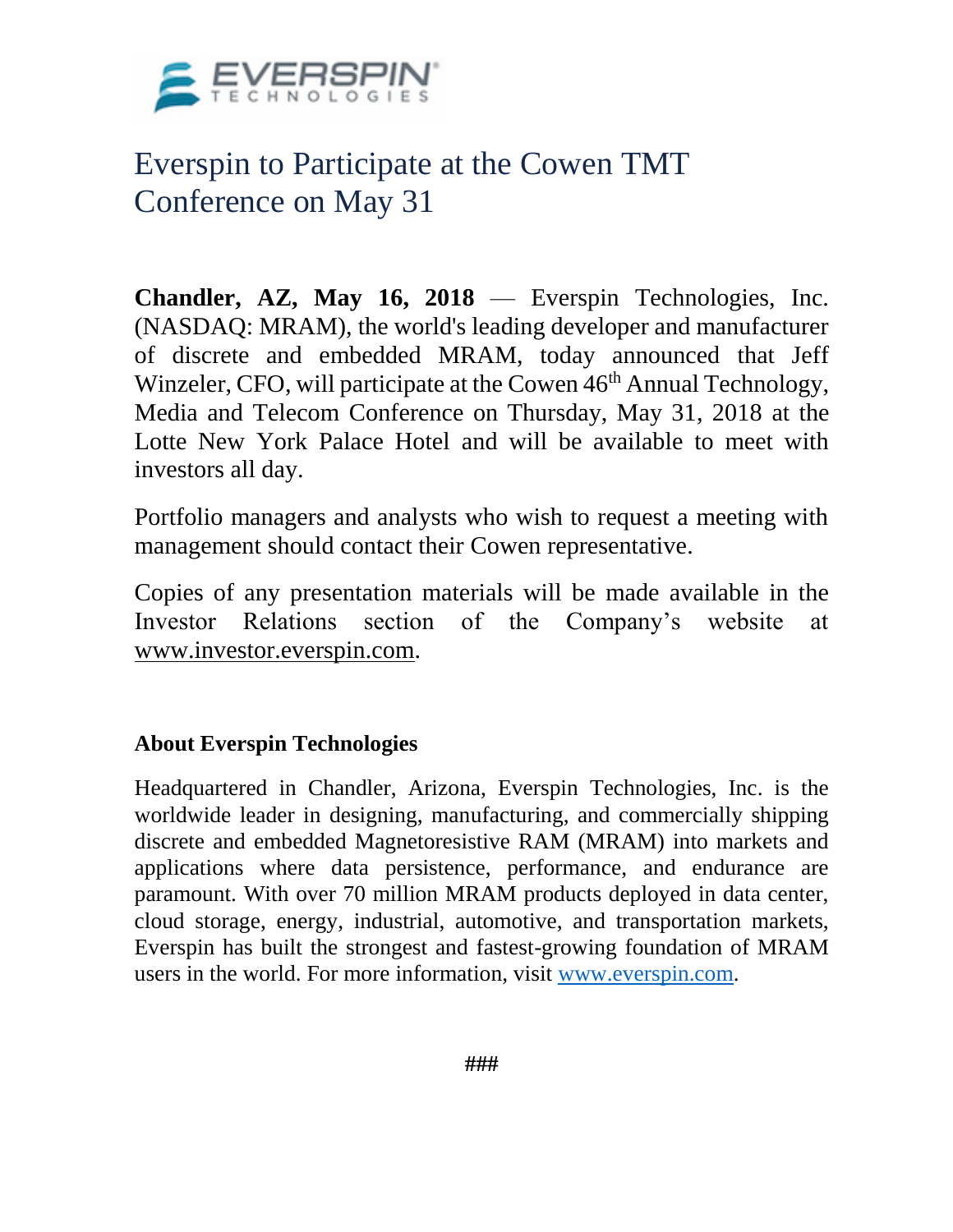# Everspin to Participate at the Cowen TMT Conference on May 31

**Chandler, AZ, May 16, 2018** — Everspin Technologies, Inc. (NASDAQ: MRAM), the world's leading developer and manufacturer of discrete and embedded MRAM, today announced that Jeff Winzeler, CFO, will participate at the Cowen 46th Annual Technology, Media and Telecom Conference on Thursday, May 31, 2018 at the Lotte New York Palace Hotel and will be available to meet with investors all day.

Portfolio managers and analysts who wish to request a meeting with management should contact their Cowen representative.

Copies of any presentation materials will be made available in the Investor Relations section of the Company's website at www.investor.everspin.com.

**About Everspin Technologies**

Headquartered in Chandler, Arizona, Everspin Technologies, Inc. is the worldwide leader in designing, manufacturing, and commercially shipping discrete and embedded Magnetoresistive RAM (MRAM) into markets and applications where data persistence, performance, and endurance are paramount. With over 70 million MRAM products deployed in data center, cloud storage, energy, industrial, automotive, and transportation markets, Everspin has built the strongest and fastest-growing foundation of MRAM users in the world. For more information, visit www.everspin.com.

###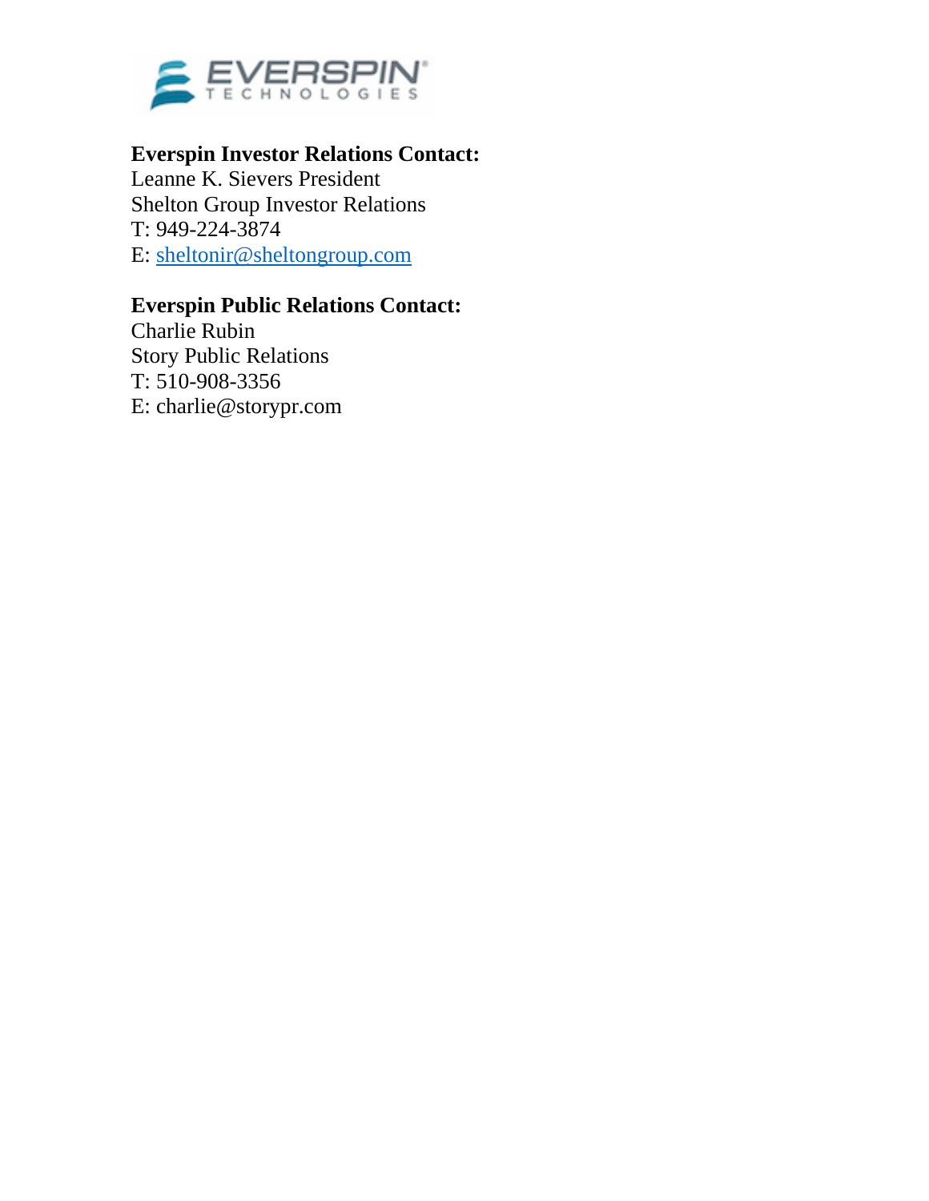**Everspin Investor Relations Contact:**
Leanne K. Sievers President
Shelton Group Investor Relations
T: 949-224-3874
E: sheltonir@sheltongroup.com

**Everspin Public Relations Contact:**
Charlie Rubin
Story Public Relations
T: 510-908-3356
E: charlie@storypr.com